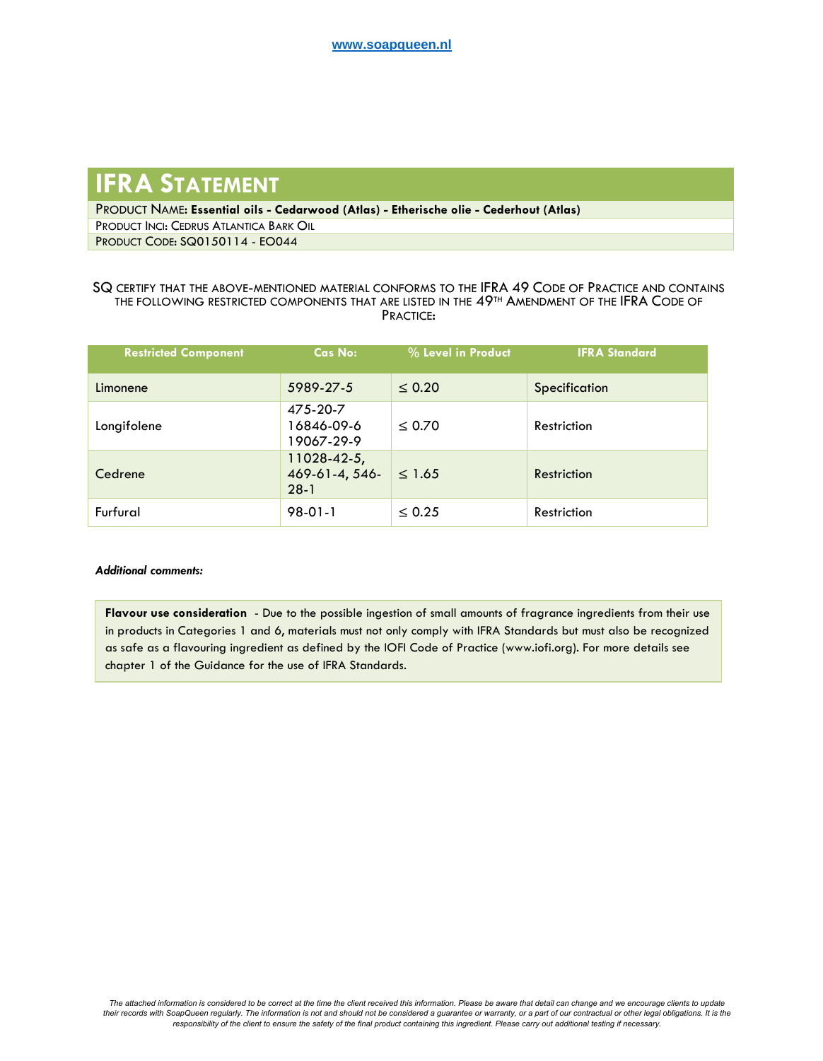www.soapqueen.nl

# IFRA Statement

PRODUCT NAME: **Essential oils - Cedarwood (Atlas) - Etherische olie - Cederhout (Atlas)**

PRODUCT INCI: CEDRUS ATLANTICA BARK OIL

PRODUCT CODE: SQ0150114 - EO044

SQ CERTIFY THAT THE ABOVE-MENTIONED MATERIAL CONFORMS TO THE IFRA 49 CODE OF PRACTICE AND CONTAINS THE FOLLOWING RESTRICTED COMPONENTS THAT ARE LISTED IN THE 49TH AMENDMENT OF THE IFRA CODE OF PRACTICE:

| Restricted Component | Cas No: | % Level in Product | IFRA Standard |
|---|---|---|---|
| Limonene | 5989-27-5 | ≤ 0.20 | Specification |
| Longifolene | 475-20-7 16846-09-6 19067-29-9 | ≤ 0.70 | Restriction |
| Cedrene | 11028-42-5, 469-61-4, 546-28-1 | ≤ 1.65 | Restriction |
| Furfural | 98-01-1 | ≤ 0.25 | Restriction |

***Additional comments:***

**Flavour use consideration** - Due to the possible ingestion of small amounts of fragrance ingredients from their use in products in Categories 1 and 6, materials must not only comply with IFRA Standards but must also be recognized as safe as a flavouring ingredient as defined by the IOFI Code of Practice (www.iofi.org). For more details see chapter 1 of the Guidance for the use of IFRA Standards.

*The attached information is considered to be correct at the time the client received this information. Please be aware that detail can change and we encourage clients to update their records with SoapQueen regularly. The information is not and should not be considered a guarantee or warranty, or a part of our contractual or other legal obligations. It is the responsibility of the client to ensure the safety of the final product containing this ingredient. Please carry out additional testing if necessary.*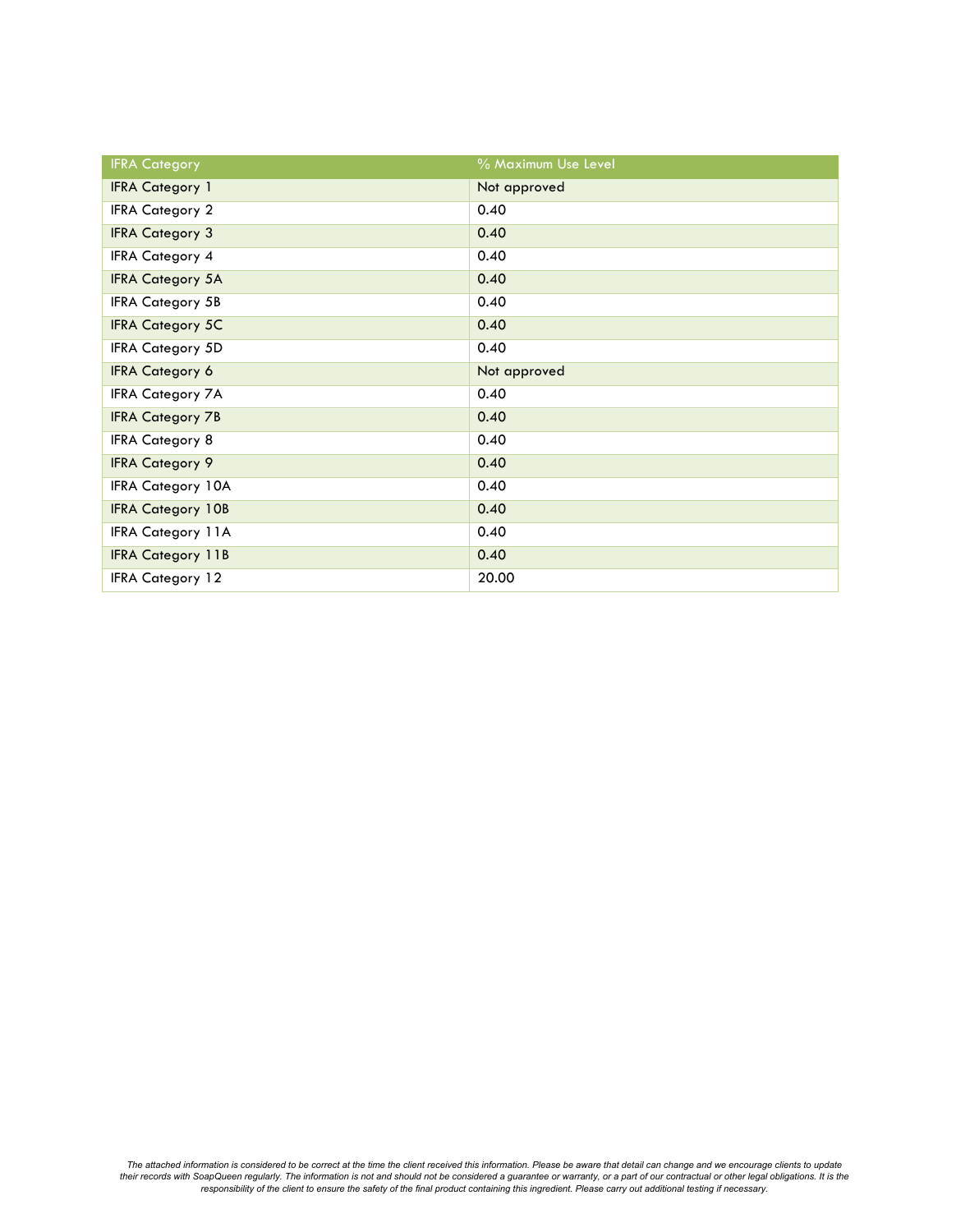| IFRA Category | % Maximum Use Level |
|---|---|
| IFRA Category 1 | Not approved |
| IFRA Category 2 | 0.40 |
| IFRA Category 3 | 0.40 |
| IFRA Category 4 | 0.40 |
| IFRA Category 5A | 0.40 |
| IFRA Category 5B | 0.40 |
| IFRA Category 5C | 0.40 |
| IFRA Category 5D | 0.40 |
| IFRA Category 6 | Not approved |
| IFRA Category 7A | 0.40 |
| IFRA Category 7B | 0.40 |
| IFRA Category 8 | 0.40 |
| IFRA Category 9 | 0.40 |
| IFRA Category 10A | 0.40 |
| IFRA Category 10B | 0.40 |
| IFRA Category 11A | 0.40 |
| IFRA Category 11B | 0.40 |
| IFRA Category 12 | 20.00 |

*The attached information is considered to be correct at the time the client received this information. Please be aware that detail can change and we encourage clients to update their records with SoapQueen regularly. The information is not and should not be considered a guarantee or warranty, or a part of our contractual or other legal obligations. It is the responsibility of the client to ensure the safety of the final product containing this ingredient. Please carry out additional testing if necessary.*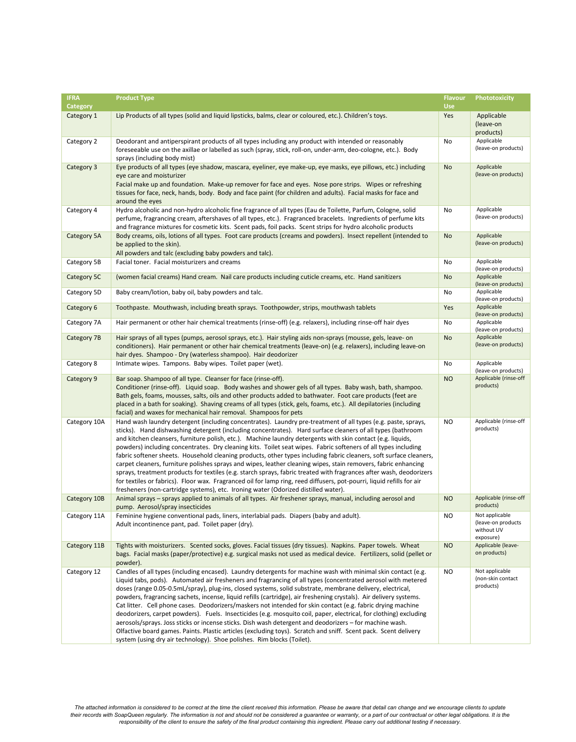| IFRA Category | Product Type | Flavour Use | Phototoxicity |
| --- | --- | --- | --- |
| Category 1 | Lip Products of all types (solid and liquid lipsticks, balms, clear or coloured, etc.). Children's toys. | Yes | Applicable (leave-on products) |
| Category 2 | Deodorant and antiperspirant products of all types including any product with intended or reasonably foreseeable use on the axillae or labelled as such (spray, stick, roll-on, under-arm, deo-cologne, etc.). Body sprays (including body mist) | No | Applicable (leave-on products) |
| Category 3 | Eye products of all types (eye shadow, mascara, eyeliner, eye make-up, eye masks, eye pillows, etc.) including eye care and moisturizer<br>Facial make up and foundation. Make-up remover for face and eyes. Nose pore strips. Wipes or refreshing tissues for face, neck, hands, body. Body and face paint (for children and adults). Facial masks for face and around the eyes | No | Applicable (leave-on products) |
| Category 4 | Hydro alcoholic and non-hydro alcoholic fine fragrance of all types (Eau de Toilette, Parfum, Cologne, solid perfume, fragrancing cream, aftershaves of all types, etc.). Fragranced bracelets. Ingredients of perfume kits and fragrance mixtures for cosmetic kits. Scent pads, foil packs. Scent strips for hydro alcoholic products | No | Applicable (leave-on products) |
| Category 5A | Body creams, oils, lotions of all types. Foot care products (creams and powders). Insect repellent (intended to be applied to the skin).<br>All powders and talc (excluding baby powders and talc). | No | Applicable (leave-on products) |
| Category 5B | Facial toner. Facial moisturizers and creams | No | Applicable (leave-on products) |
| Category 5C | (women facial creams) Hand cream. Nail care products including cuticle creams, etc. Hand sanitizers | No | Applicable (leave-on products) |
| Category 5D | Baby cream/lotion, baby oil, baby powders and talc. | No | Applicable (leave-on products) |
| Category 6 | Toothpaste. Mouthwash, including breath sprays. Toothpowder, strips, mouthwash tablets | Yes | Applicable (leave-on products) |
| Category 7A | Hair permanent or other hair chemical treatments (rinse-off) (e.g. relaxers), including rinse-off hair dyes | No | Applicable (leave-on products) |
| Category 7B | Hair sprays of all types (pumps, aerosol sprays, etc.). Hair styling aids non-sprays (mousse, gels, leave- on conditioners). Hair permanent or other hair chemical treatments (leave-on) (e.g. relaxers), including leave-on hair dyes. Shampoo - Dry (waterless shampoo). Hair deodorizer | No | Applicable (leave-on products) |
| Category 8 | Intimate wipes. Tampons. Baby wipes. Toilet paper (wet). | No | Applicable (leave-on products) |
| Category 9 | Bar soap. Shampoo of all type. Cleanser for face (rinse-off).<br>Conditioner (rinse-off). Liquid soap. Body washes and shower gels of all types. Baby wash, bath, shampoo. Bath gels, foams, mousses, salts, oils and other products added to bathwater. Foot care products (feet are placed in a bath for soaking). Shaving creams of all types (stick, gels, foams, etc.). All depilatories (including facial) and waxes for mechanical hair removal. Shampoos for pets | NO | Applicable (rinse-off products) |
| Category 10A | Hand wash laundry detergent (including concentrates). Laundry pre-treatment of all types (e.g. paste, sprays, sticks). Hand dishwashing detergent (including concentrates). Hard surface cleaners of all types (bathroom and kitchen cleansers, furniture polish, etc.). Machine laundry detergents with skin contact (e.g. liquids, powders) including concentrates. Dry cleaning kits. Toilet seat wipes. Fabric softeners of all types including fabric softener sheets. Household cleaning products, other types including fabric cleaners, soft surface cleaners, carpet cleaners, furniture polishes sprays and wipes, leather cleaning wipes, stain removers, fabric enhancing sprays, treatment products for textiles (e.g. starch sprays, fabric treated with fragrances after wash, deodorizers for textiles or fabrics). Floor wax. Fragranced oil for lamp ring, reed diffusers, pot-pourri, liquid refills for air fresheners (non-cartridge systems), etc. Ironing water (Odorized distilled water). | NO | Applicable (rinse-off products) |
| Category 10B | Animal sprays – sprays applied to animals of all types. Air freshener sprays, manual, including aerosol and pump. Aerosol/spray insecticides | NO | Applicable (rinse-off products) |
| Category 11A | Feminine hygiene conventional pads, liners, interlabial pads. Diapers (baby and adult).<br>Adult incontinence pant, pad. Toilet paper (dry). | NO | Not applicable (leave-on products without UV exposure) |
| Category 11B | Tights with moisturizers. Scented socks, gloves. Facial tissues (dry tissues). Napkins. Paper towels. Wheat bags. Facial masks (paper/protective) e.g. surgical masks not used as medical device. Fertilizers, solid (pellet or powder). | NO | Applicable (leave-on products) |
| Category 12 | Candles of all types (including encased). Laundry detergents for machine wash with minimal skin contact (e.g. Liquid tabs, pods). Automated air fresheners and fragrancing of all types (concentrated aerosol with metered doses (range 0.05-0.5mL/spray), plug-ins, closed systems, solid substrate, membrane delivery, electrical, powders, fragrancing sachets, incense, liquid refills (cartridge), air freshening crystals). Air delivery systems. Cat litter. Cell phone cases. Deodorizers/maskers not intended for skin contact (e.g. fabric drying machine deodorizers, carpet powders). Fuels. Insecticides (e.g. mosquito coil, paper, electrical, for clothing) excluding aerosols/sprays. Joss sticks or incense sticks. Dish wash detergent and deodorizers – for machine wash. Olfactive board games. Paints. Plastic articles (excluding toys). Scratch and sniff. Scent pack. Scent delivery system (using dry air technology). Shoe polishes. Rim blocks (Toilet). | NO | Not applicable (non-skin contact products) |

*The attached information is considered to be correct at the time the client received this information. Please be aware that detail can change and we encourage clients to update their records with SoapQueen regularly. The information is not and should not be considered a guarantee or warranty, or a part of our contractual or other legal obligations. It is the responsibility of the client to ensure the safety of the final product containing this ingredient. Please carry out additional testing if necessary.*